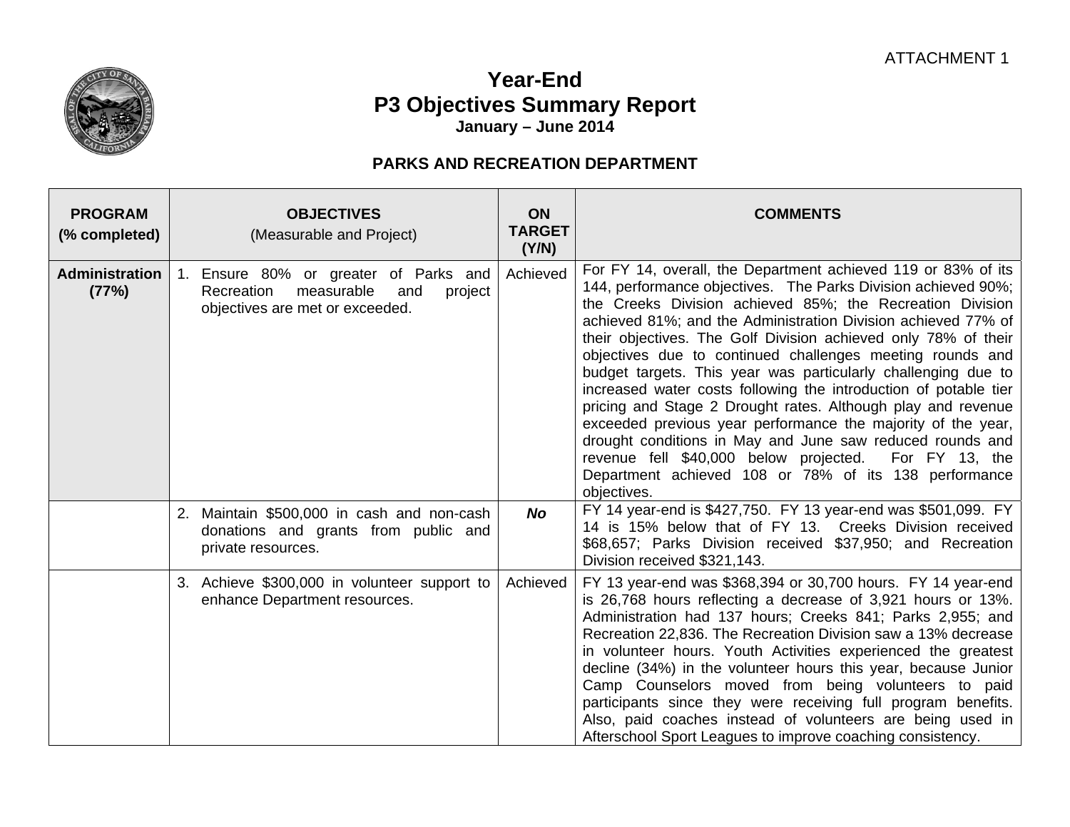ATTACHMENT 1

# Year-End
# P3 Objectives Summary Report
**January – June 2014**

## PARKS AND RECREATION DEPARTMENT

| PROGRAM (% completed) | OBJECTIVES (Measurable and Project) | ON TARGET (Y/N) | COMMENTS |
|---|---|---|---|
| **Administration (77%)** | 1. Ensure 80% or greater of Parks and Recreation measurable and project objectives are met or exceeded. | Achieved | For FY 14, overall, the Department achieved 119 or 83% of its 144, performance objectives. The Parks Division achieved 90%; the Creeks Division achieved 85%; the Recreation Division achieved 81%; and the Administration Division achieved 77% of their objectives. The Golf Division achieved only 78% of their objectives due to continued challenges meeting rounds and budget targets. This year was particularly challenging due to increased water costs following the introduction of potable tier pricing and Stage 2 Drought rates. Although play and revenue exceeded previous year performance the majority of the year, drought conditions in May and June saw reduced rounds and revenue fell $40,000 below projected. For FY 13, the Department achieved 108 or 78% of its 138 performance objectives. |
| | 2. Maintain $500,000 in cash and non-cash donations and grants from public and private resources. | ***No*** | FY 14 year-end is $427,750. FY 13 year-end was $501,099. FY 14 is 15% below that of FY 13. Creeks Division received $68,657; Parks Division received $37,950; and Recreation Division received $321,143. |
| | 3. Achieve $300,000 in volunteer support to enhance Department resources. | Achieved | FY 13 year-end was $368,394 or 30,700 hours. FY 14 year-end is 26,768 hours reflecting a decrease of 3,921 hours or 13%. Administration had 137 hours; Creeks 841; Parks 2,955; and Recreation 22,836. The Recreation Division saw a 13% decrease in volunteer hours. Youth Activities experienced the greatest decline (34%) in the volunteer hours this year, because Junior Camp Counselors moved from being volunteers to paid participants since they were receiving full program benefits. Also, paid coaches instead of volunteers are being used in Afterschool Sport Leagues to improve coaching consistency. |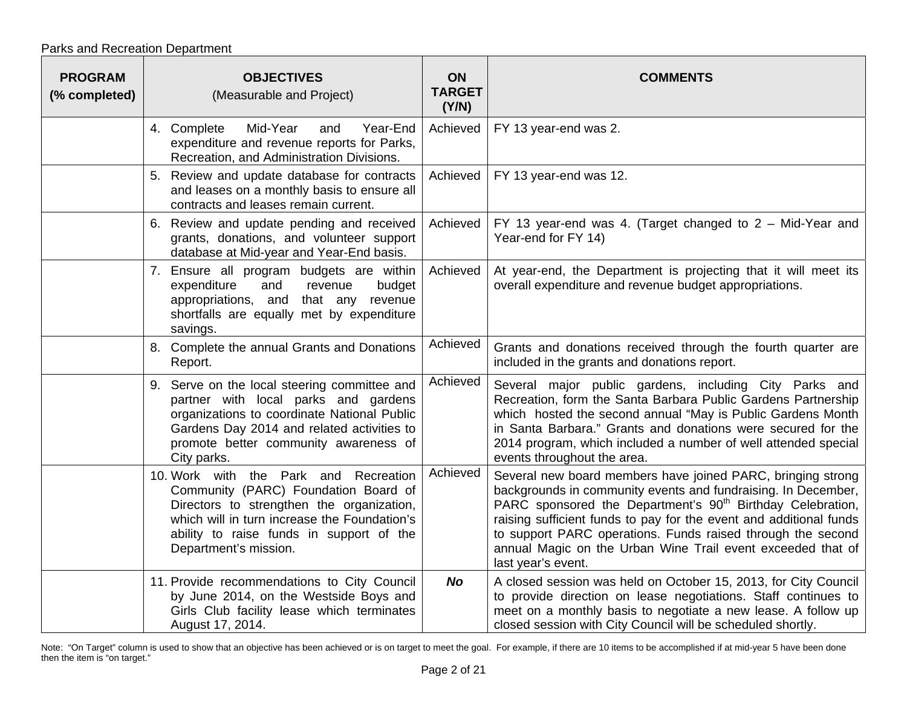Parks and Recreation Department

| **PROGRAM (% completed)** | **OBJECTIVES** (Measurable and Project) | **ON TARGET (Y/N)** | **COMMENTS** |
|---|---|---|---|
| | 4. Complete Mid-Year and Year-End expenditure and revenue reports for Parks, Recreation, and Administration Divisions. | Achieved | FY 13 year-end was 2. |
| | 5. Review and update database for contracts and leases on a monthly basis to ensure all contracts and leases remain current. | Achieved | FY 13 year-end was 12. |
| | 6. Review and update pending and received grants, donations, and volunteer support database at Mid-year and Year-End basis. | Achieved | FY 13 year-end was 4. (Target changed to 2 – Mid-Year and Year-end for FY 14) |
| | 7. Ensure all program budgets are within expenditure and revenue budget appropriations, and that any revenue shortfalls are equally met by expenditure savings. | Achieved | At year-end, the Department is projecting that it will meet its overall expenditure and revenue budget appropriations. |
| | 8. Complete the annual Grants and Donations Report. | Achieved | Grants and donations received through the fourth quarter are included in the grants and donations report. |
| | 9. Serve on the local steering committee and partner with local parks and gardens organizations to coordinate National Public Gardens Day 2014 and related activities to promote better community awareness of City parks. | Achieved | Several major public gardens, including City Parks and Recreation, form the Santa Barbara Public Gardens Partnership which hosted the second annual "May is Public Gardens Month in Santa Barbara." Grants and donations were secured for the 2014 program, which included a number of well attended special events throughout the area. |
| | 10. Work with the Park and Recreation Community (PARC) Foundation Board of Directors to strengthen the organization, which will in turn increase the Foundation's ability to raise funds in support of the Department's mission. | Achieved | Several new board members have joined PARC, bringing strong backgrounds in community events and fundraising. In December, PARC sponsored the Department's 90th Birthday Celebration, raising sufficient funds to pay for the event and additional funds to support PARC operations. Funds raised through the second annual Magic on the Urban Wine Trail event exceeded that of last year's event. |
| | 11. Provide recommendations to City Council by June 2014, on the Westside Boys and Girls Club facility lease which terminates August 17, 2014. | ***No*** | A closed session was held on October 15, 2013, for City Council to provide direction on lease negotiations. Staff continues to meet on a monthly basis to negotiate a new lease. A follow up closed session with City Council will be scheduled shortly. |

Note: "On Target" column is used to show that an objective has been achieved or is on target to meet the goal. For example, if there are 10 items to be accomplished if at mid-year 5 have been done then the item is "on target."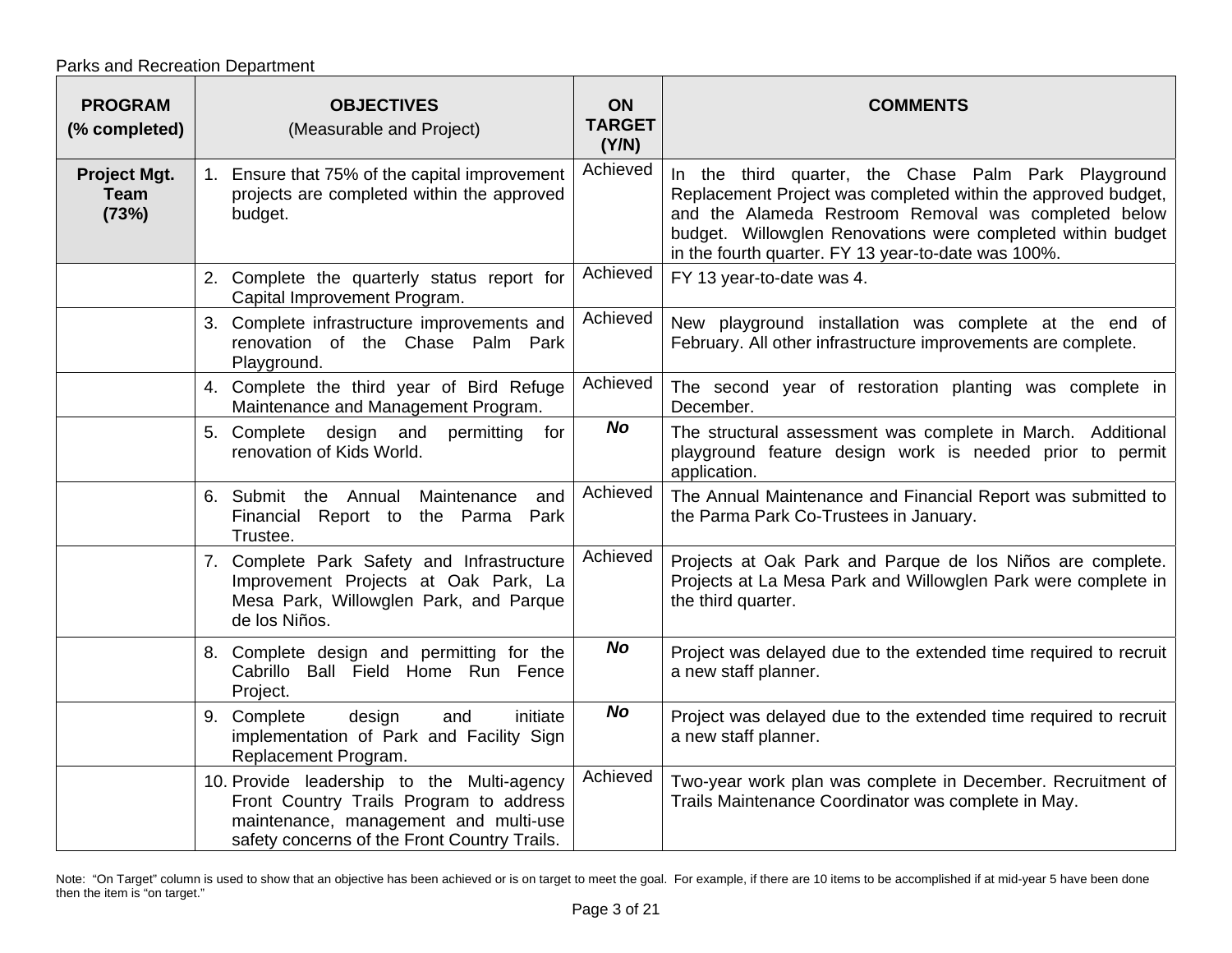Parks and Recreation Department

| PROGRAM (% completed) | OBJECTIVES (Measurable and Project) | ON TARGET (Y/N) | COMMENTS |
|---|---|---|---|
| **Project Mgt. Team (73%)** | 1. Ensure that 75% of the capital improvement projects are completed within the approved budget. | Achieved | In the third quarter, the Chase Palm Park Playground Replacement Project was completed within the approved budget, and the Alameda Restroom Removal was completed below budget. Willowglen Renovations were completed within budget in the fourth quarter. FY 13 year-to-date was 100%. |
| | 2. Complete the quarterly status report for Capital Improvement Program. | Achieved | FY 13 year-to-date was 4. |
| | 3. Complete infrastructure improvements and renovation of the Chase Palm Park Playground. | Achieved | New playground installation was complete at the end of February. All other infrastructure improvements are complete. |
| | 4. Complete the third year of Bird Refuge Maintenance and Management Program. | Achieved | The second year of restoration planting was complete in December. |
| | 5. Complete design and permitting for renovation of Kids World. | ***No*** | The structural assessment was complete in March. Additional playground feature design work is needed prior to permit application. |
| | 6. Submit the Annual Maintenance and Financial Report to the Parma Park Trustee. | Achieved | The Annual Maintenance and Financial Report was submitted to the Parma Park Co-Trustees in January. |
| | 7. Complete Park Safety and Infrastructure Improvement Projects at Oak Park, La Mesa Park, Willowglen Park, and Parque de los Niños. | Achieved | Projects at Oak Park and Parque de los Niños are complete. Projects at La Mesa Park and Willowglen Park were complete in the third quarter. |
| | 8. Complete design and permitting for the Cabrillo Ball Field Home Run Fence Project. | ***No*** | Project was delayed due to the extended time required to recruit a new staff planner. |
| | 9. Complete design and initiate implementation of Park and Facility Sign Replacement Program. | ***No*** | Project was delayed due to the extended time required to recruit a new staff planner. |
| | 10. Provide leadership to the Multi-agency Front Country Trails Program to address maintenance, management and multi-use safety concerns of the Front Country Trails. | Achieved | Two-year work plan was complete in December. Recruitment of Trails Maintenance Coordinator was complete in May. |

Note: "On Target" column is used to show that an objective has been achieved or is on target to meet the goal. For example, if there are 10 items to be accomplished if at mid-year 5 have been done then the item is "on target."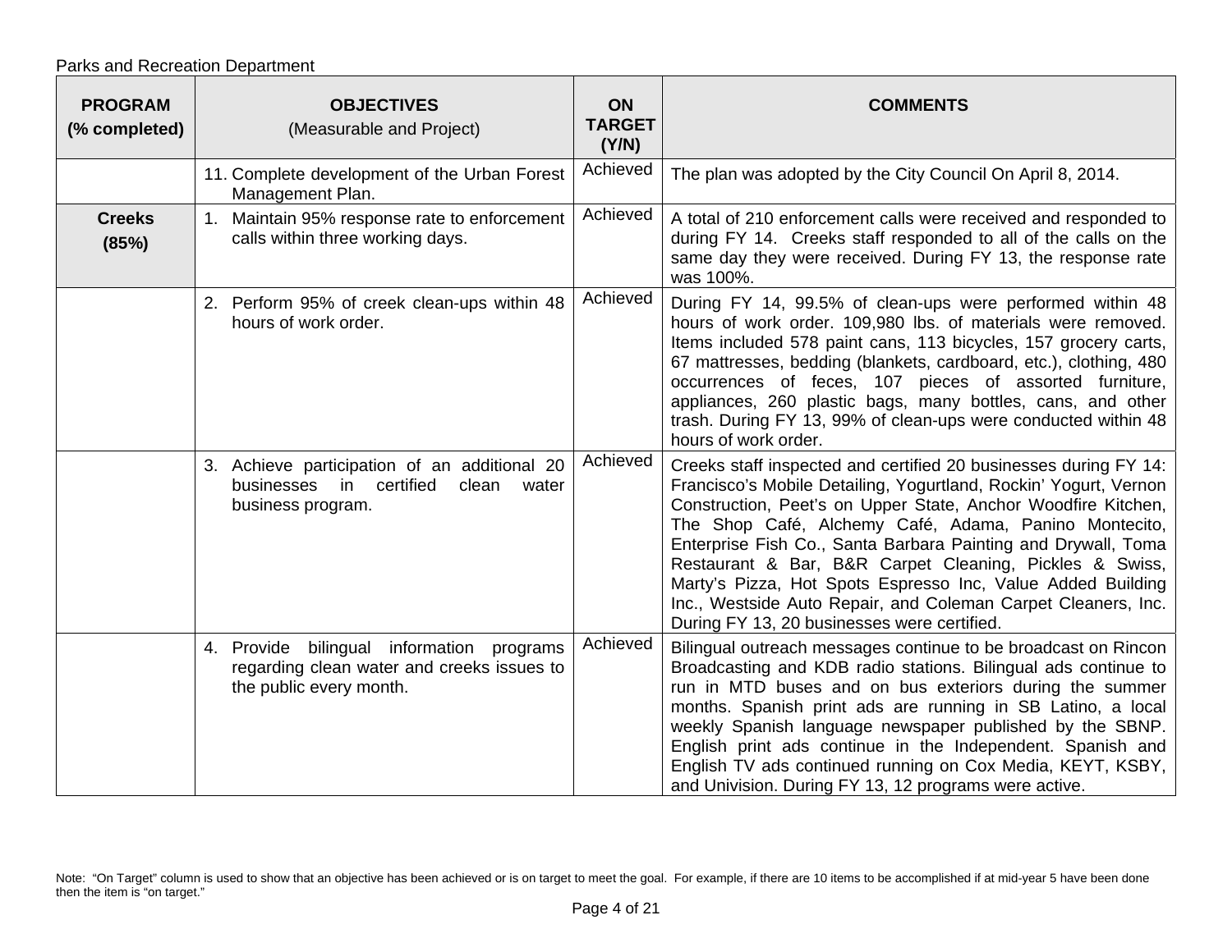Parks and Recreation Department

| **PROGRAM (% completed)** | **OBJECTIVES** (Measurable and Project) | **ON TARGET (Y/N)** | **COMMENTS** |
|---|---|---|---|
| | 11. Complete development of the Urban Forest Management Plan. | Achieved | The plan was adopted by the City Council On April 8, 2014. |
| **Creeks (85%)** | 1. Maintain 95% response rate to enforcement calls within three working days. | Achieved | A total of 210 enforcement calls were received and responded to during FY 14. Creeks staff responded to all of the calls on the same day they were received. During FY 13, the response rate was 100%. |
| | 2. Perform 95% of creek clean-ups within 48 hours of work order. | Achieved | During FY 14, 99.5% of clean-ups were performed within 48 hours of work order. 109,980 lbs. of materials were removed. Items included 578 paint cans, 113 bicycles, 157 grocery carts, 67 mattresses, bedding (blankets, cardboard, etc.), clothing, 480 occurrences of feces, 107 pieces of assorted furniture, appliances, 260 plastic bags, many bottles, cans, and other trash. During FY 13, 99% of clean-ups were conducted within 48 hours of work order. |
| | 3. Achieve participation of an additional 20 businesses in certified clean water business program. | Achieved | Creeks staff inspected and certified 20 businesses during FY 14: Francisco's Mobile Detailing, Yogurtland, Rockin' Yogurt, Vernon Construction, Peet's on Upper State, Anchor Woodfire Kitchen, The Shop Café, Alchemy Café, Adama, Panino Montecito, Enterprise Fish Co., Santa Barbara Painting and Drywall, Toma Restaurant & Bar, B&R Carpet Cleaning, Pickles & Swiss, Marty's Pizza, Hot Spots Espresso Inc, Value Added Building Inc., Westside Auto Repair, and Coleman Carpet Cleaners, Inc. During FY 13, 20 businesses were certified. |
| | 4. Provide bilingual information programs regarding clean water and creeks issues to the public every month. | Achieved | Bilingual outreach messages continue to be broadcast on Rincon Broadcasting and KDB radio stations. Bilingual ads continue to run in MTD buses and on bus exteriors during the summer months. Spanish print ads are running in SB Latino, a local weekly Spanish language newspaper published by the SBNP. English print ads continue in the Independent. Spanish and English TV ads continued running on Cox Media, KEYT, KSBY, and Univision. During FY 13, 12 programs were active. |

Note: "On Target" column is used to show that an objective has been achieved or is on target to meet the goal. For example, if there are 10 items to be accomplished if at mid-year 5 have been done then the item is "on target."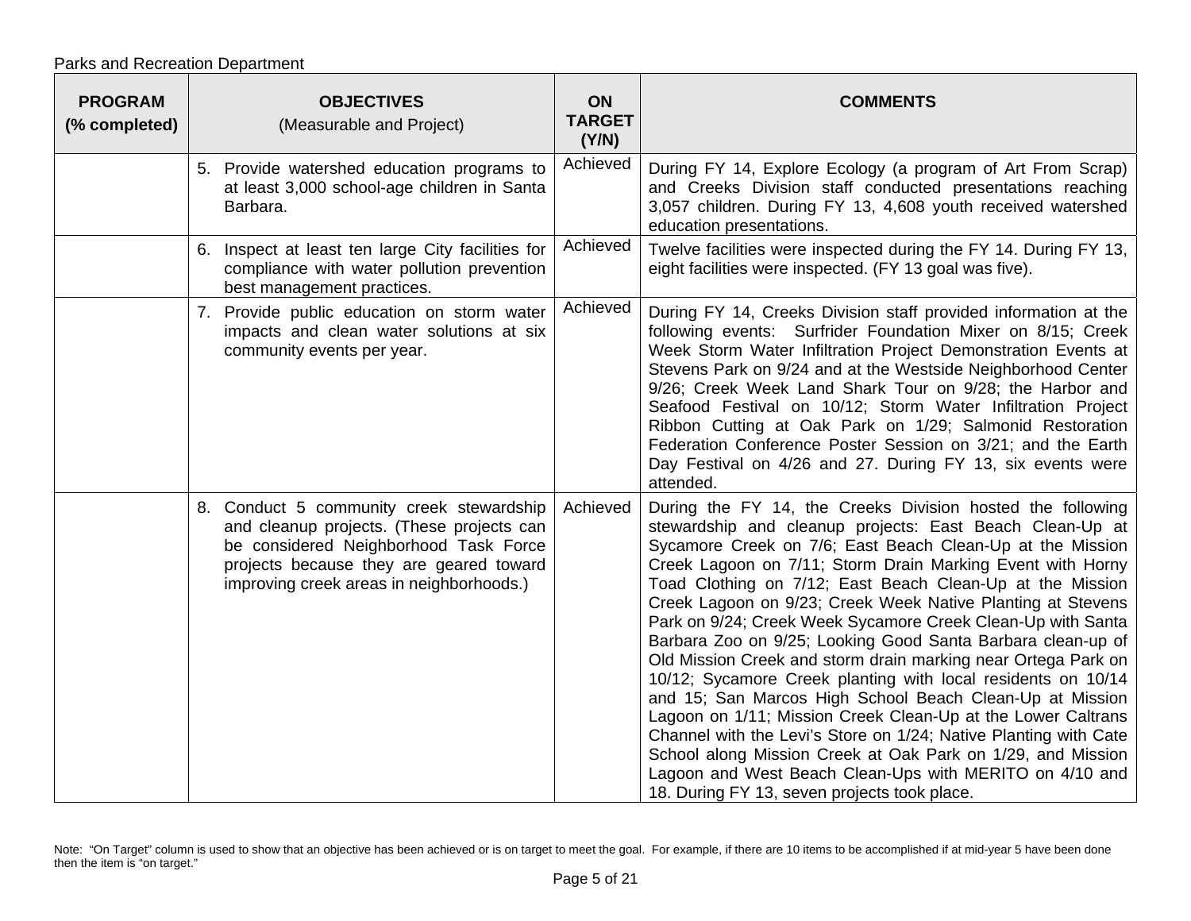Parks and Recreation Department

| PROGRAM (% completed) | OBJECTIVES (Measurable and Project) | ON TARGET (Y/N) | COMMENTS |
|---|---|---|---|
| | 5. Provide watershed education programs to at least 3,000 school-age children in Santa Barbara. | Achieved | During FY 14, Explore Ecology (a program of Art From Scrap) and Creeks Division staff conducted presentations reaching 3,057 children. During FY 13, 4,608 youth received watershed education presentations. |
| | 6. Inspect at least ten large City facilities for compliance with water pollution prevention best management practices. | Achieved | Twelve facilities were inspected during the FY 14. During FY 13, eight facilities were inspected. (FY 13 goal was five). |
| | 7. Provide public education on storm water impacts and clean water solutions at six community events per year. | Achieved | During FY 14, Creeks Division staff provided information at the following events: Surfrider Foundation Mixer on 8/15; Creek Week Storm Water Infiltration Project Demonstration Events at Stevens Park on 9/24 and at the Westside Neighborhood Center 9/26; Creek Week Land Shark Tour on 9/28; the Harbor and Seafood Festival on 10/12; Storm Water Infiltration Project Ribbon Cutting at Oak Park on 1/29; Salmonid Restoration Federation Conference Poster Session on 3/21; and the Earth Day Festival on 4/26 and 27. During FY 13, six events were attended. |
| | 8. Conduct 5 community creek stewardship and cleanup projects. (These projects can be considered Neighborhood Task Force projects because they are geared toward improving creek areas in neighborhoods.) | Achieved | During the FY 14, the Creeks Division hosted the following stewardship and cleanup projects: East Beach Clean-Up at Sycamore Creek on 7/6; East Beach Clean-Up at the Mission Creek Lagoon on 7/11; Storm Drain Marking Event with Horny Toad Clothing on 7/12; East Beach Clean-Up at the Mission Creek Lagoon on 9/23; Creek Week Native Planting at Stevens Park on 9/24; Creek Week Sycamore Creek Clean-Up with Santa Barbara Zoo on 9/25; Looking Good Santa Barbara clean-up of Old Mission Creek and storm drain marking near Ortega Park on 10/12; Sycamore Creek planting with local residents on 10/14 and 15; San Marcos High School Beach Clean-Up at Mission Lagoon on 1/11; Mission Creek Clean-Up at the Lower Caltrans Channel with the Levi's Store on 1/24; Native Planting with Cate School along Mission Creek at Oak Park on 1/29, and Mission Lagoon and West Beach Clean-Ups with MERITO on 4/10 and 18. During FY 13, seven projects took place. |

Note: "On Target" column is used to show that an objective has been achieved or is on target to meet the goal. For example, if there are 10 items to be accomplished if at mid-year 5 have been done then the item is "on target."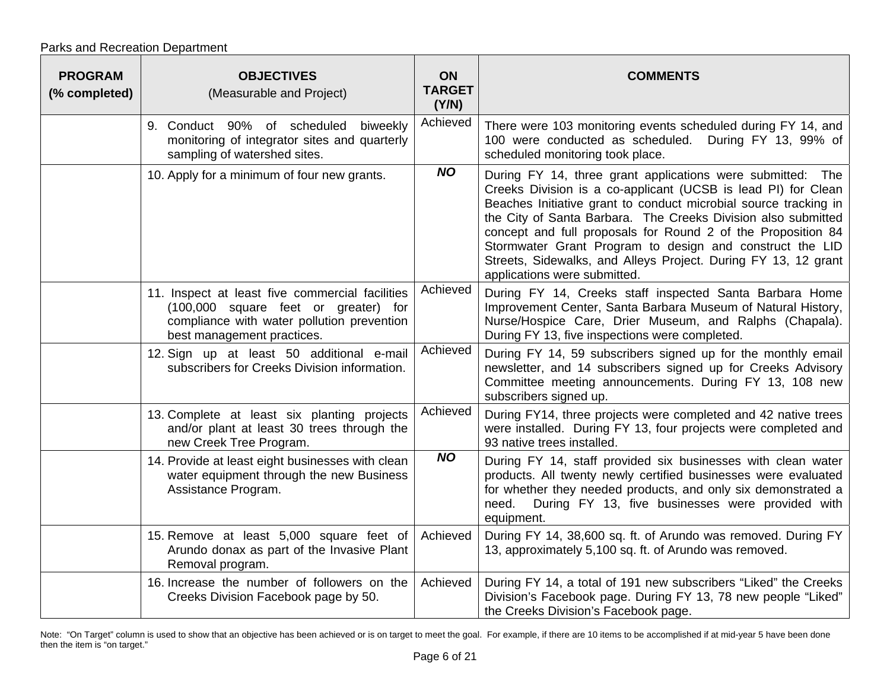Parks and Recreation Department

| PROGRAM (% completed) | OBJECTIVES (Measurable and Project) | ON TARGET (Y/N) | COMMENTS |
|---|---|---|---|
| | 9. Conduct 90% of scheduled biweekly monitoring of integrator sites and quarterly sampling of watershed sites. | Achieved | There were 103 monitoring events scheduled during FY 14, and 100 were conducted as scheduled. During FY 13, 99% of scheduled monitoring took place. |
| | 10. Apply for a minimum of four new grants. | ***NO*** | During FY 14, three grant applications were submitted: The Creeks Division is a co-applicant (UCSB is lead PI) for Clean Beaches Initiative grant to conduct microbial source tracking in the City of Santa Barbara. The Creeks Division also submitted concept and full proposals for Round 2 of the Proposition 84 Stormwater Grant Program to design and construct the LID Streets, Sidewalks, and Alleys Project. During FY 13, 12 grant applications were submitted. |
| | 11. Inspect at least five commercial facilities (100,000 square feet or greater) for compliance with water pollution prevention best management practices. | Achieved | During FY 14, Creeks staff inspected Santa Barbara Home Improvement Center, Santa Barbara Museum of Natural History, Nurse/Hospice Care, Drier Museum, and Ralphs (Chapala). During FY 13, five inspections were completed. |
| | 12. Sign up at least 50 additional e-mail subscribers for Creeks Division information. | Achieved | During FY 14, 59 subscribers signed up for the monthly email newsletter, and 14 subscribers signed up for Creeks Advisory Committee meeting announcements. During FY 13, 108 new subscribers signed up. |
| | 13. Complete at least six planting projects and/or plant at least 30 trees through the new Creek Tree Program. | Achieved | During FY14, three projects were completed and 42 native trees were installed. During FY 13, four projects were completed and 93 native trees installed. |
| | 14. Provide at least eight businesses with clean water equipment through the new Business Assistance Program. | ***NO*** | During FY 14, staff provided six businesses with clean water products. All twenty newly certified businesses were evaluated for whether they needed products, and only six demonstrated a need. During FY 13, five businesses were provided with equipment. |
| | 15. Remove at least 5,000 square feet of Arundo donax as part of the Invasive Plant Removal program. | Achieved | During FY 14, 38,600 sq. ft. of Arundo was removed. During FY 13, approximately 5,100 sq. ft. of Arundo was removed. |
| | 16. Increase the number of followers on the Creeks Division Facebook page by 50. | Achieved | During FY 14, a total of 191 new subscribers "Liked" the Creeks Division's Facebook page. During FY 13, 78 new people "Liked" the Creeks Division's Facebook page. |

Note: "On Target" column is used to show that an objective has been achieved or is on target to meet the goal. For example, if there are 10 items to be accomplished if at mid-year 5 have been done then the item is "on target."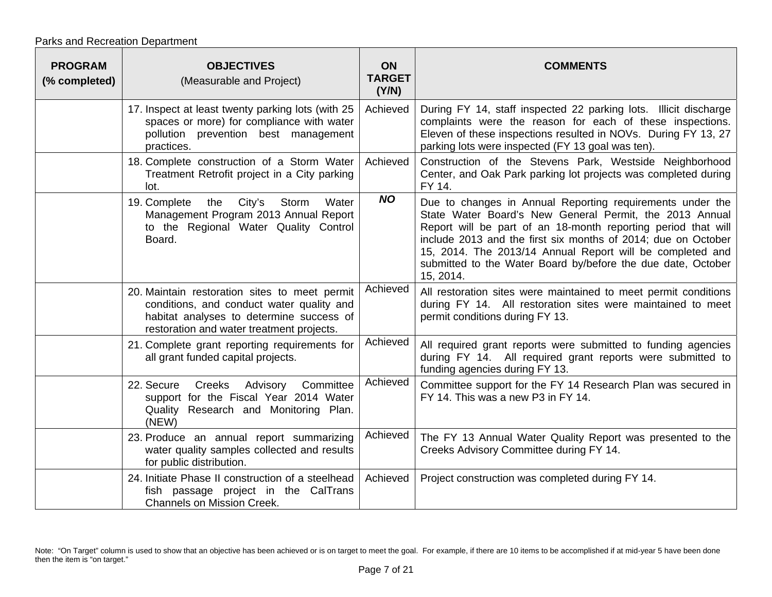Parks and Recreation Department

| PROGRAM (% completed) | OBJECTIVES (Measurable and Project) | ON TARGET (Y/N) | COMMENTS |
|---|---|---|---|
| | 17. Inspect at least twenty parking lots (with 25 spaces or more) for compliance with water pollution prevention best management practices. | Achieved | During FY 14, staff inspected 22 parking lots. Illicit discharge complaints were the reason for each of these inspections. Eleven of these inspections resulted in NOVs. During FY 13, 27 parking lots were inspected (FY 13 goal was ten). |
| | 18. Complete construction of a Storm Water Treatment Retrofit project in a City parking lot. | Achieved | Construction of the Stevens Park, Westside Neighborhood Center, and Oak Park parking lot projects was completed during FY 14. |
| | 19. Complete the City's Storm Water Management Program 2013 Annual Report to the Regional Water Quality Control Board. | ***NO*** | Due to changes in Annual Reporting requirements under the State Water Board's New General Permit, the 2013 Annual Report will be part of an 18-month reporting period that will include 2013 and the first six months of 2014; due on October 15, 2014. The 2013/14 Annual Report will be completed and submitted to the Water Board by/before the due date, October 15, 2014. |
| | 20. Maintain restoration sites to meet permit conditions, and conduct water quality and habitat analyses to determine success of restoration and water treatment projects. | Achieved | All restoration sites were maintained to meet permit conditions during FY 14. All restoration sites were maintained to meet permit conditions during FY 13. |
| | 21. Complete grant reporting requirements for all grant funded capital projects. | Achieved | All required grant reports were submitted to funding agencies during FY 14. All required grant reports were submitted to funding agencies during FY 13. |
| | 22. Secure Creeks Advisory Committee support for the Fiscal Year 2014 Water Quality Research and Monitoring Plan. (NEW) | Achieved | Committee support for the FY 14 Research Plan was secured in FY 14. This was a new P3 in FY 14. |
| | 23. Produce an annual report summarizing water quality samples collected and results for public distribution. | Achieved | The FY 13 Annual Water Quality Report was presented to the Creeks Advisory Committee during FY 14. |
| | 24. Initiate Phase II construction of a steelhead fish passage project in the CalTrans Channels on Mission Creek. | Achieved | Project construction was completed during FY 14. |

Note: "On Target" column is used to show that an objective has been achieved or is on target to meet the goal. For example, if there are 10 items to be accomplished if at mid-year 5 have been done then the item is "on target."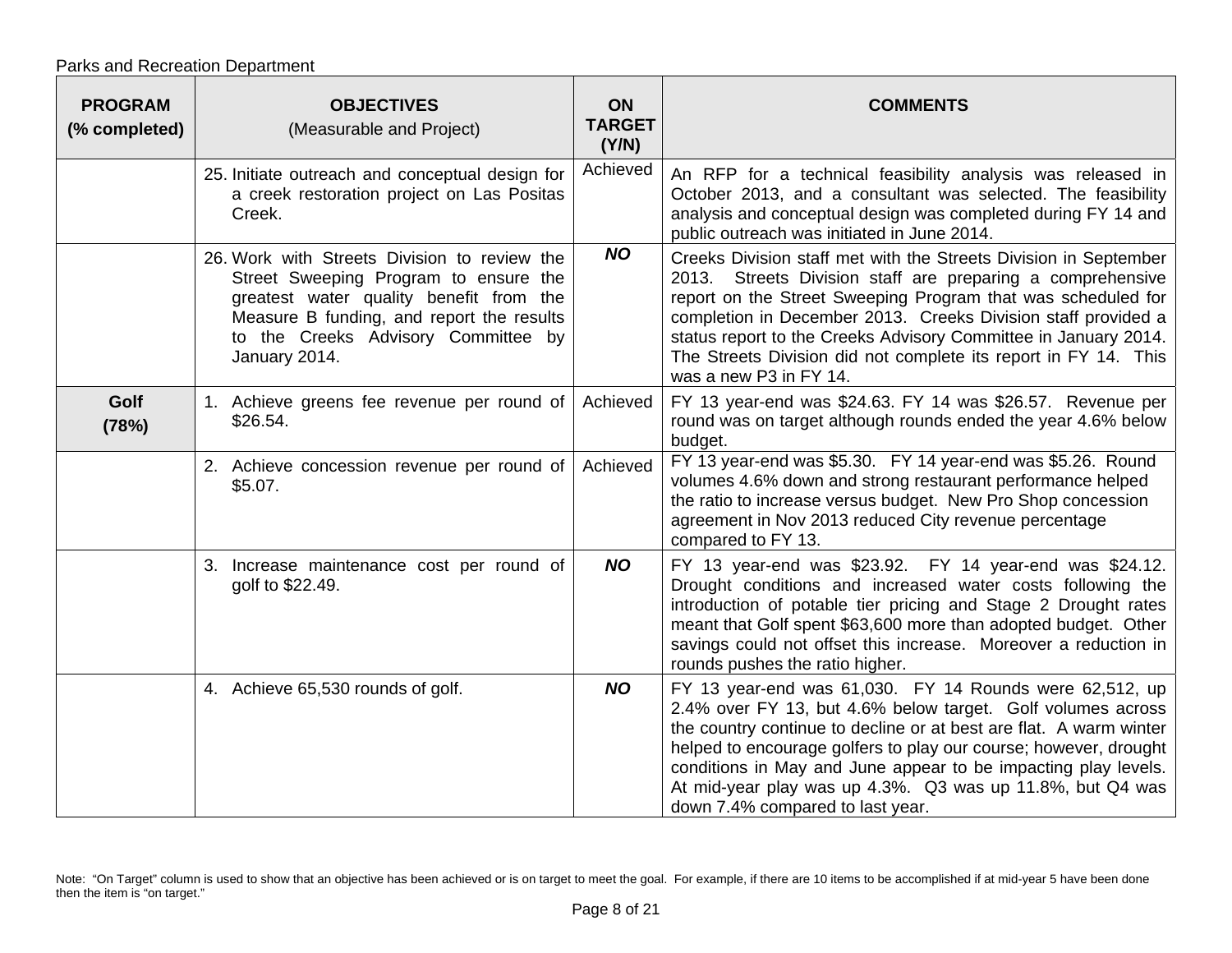Parks and Recreation Department

| PROGRAM (% completed) | OBJECTIVES (Measurable and Project) | ON TARGET (Y/N) | COMMENTS |
|---|---|---|---|
| | 25. Initiate outreach and conceptual design for a creek restoration project on Las Positas Creek. | Achieved | An RFP for a technical feasibility analysis was released in October 2013, and a consultant was selected. The feasibility analysis and conceptual design was completed during FY 14 and public outreach was initiated in June 2014. |
| | 26. Work with Streets Division to review the Street Sweeping Program to ensure the greatest water quality benefit from the Measure B funding, and report the results to the Creeks Advisory Committee by January 2014. | ***NO*** | Creeks Division staff met with the Streets Division in September 2013. Streets Division staff are preparing a comprehensive report on the Street Sweeping Program that was scheduled for completion in December 2013. Creeks Division staff provided a status report to the Creeks Advisory Committee in January 2014. The Streets Division did not complete its report in FY 14. This was a new P3 in FY 14. |
| **Golf (78%)** | 1. Achieve greens fee revenue per round of $26.54. | Achieved | FY 13 year-end was $24.63. FY 14 was $26.57. Revenue per round was on target although rounds ended the year 4.6% below budget. |
| | 2. Achieve concession revenue per round of $5.07. | Achieved | FY 13 year-end was $5.30. FY 14 year-end was $5.26. Round volumes 4.6% down and strong restaurant performance helped the ratio to increase versus budget. New Pro Shop concession agreement in Nov 2013 reduced City revenue percentage compared to FY 13. |
| | 3. Increase maintenance cost per round of golf to $22.49. | ***NO*** | FY 13 year-end was $23.92. FY 14 year-end was $24.12. Drought conditions and increased water costs following the introduction of potable tier pricing and Stage 2 Drought rates meant that Golf spent $63,600 more than adopted budget. Other savings could not offset this increase. Moreover a reduction in rounds pushes the ratio higher. |
| | 4. Achieve 65,530 rounds of golf. | ***NO*** | FY 13 year-end was 61,030. FY 14 Rounds were 62,512, up 2.4% over FY 13, but 4.6% below target. Golf volumes across the country continue to decline or at best are flat. A warm winter helped to encourage golfers to play our course; however, drought conditions in May and June appear to be impacting play levels. At mid-year play was up 4.3%. Q3 was up 11.8%, but Q4 was down 7.4% compared to last year. |

Note: "On Target" column is used to show that an objective has been achieved or is on target to meet the goal. For example, if there are 10 items to be accomplished if at mid-year 5 have been done then the item is "on target."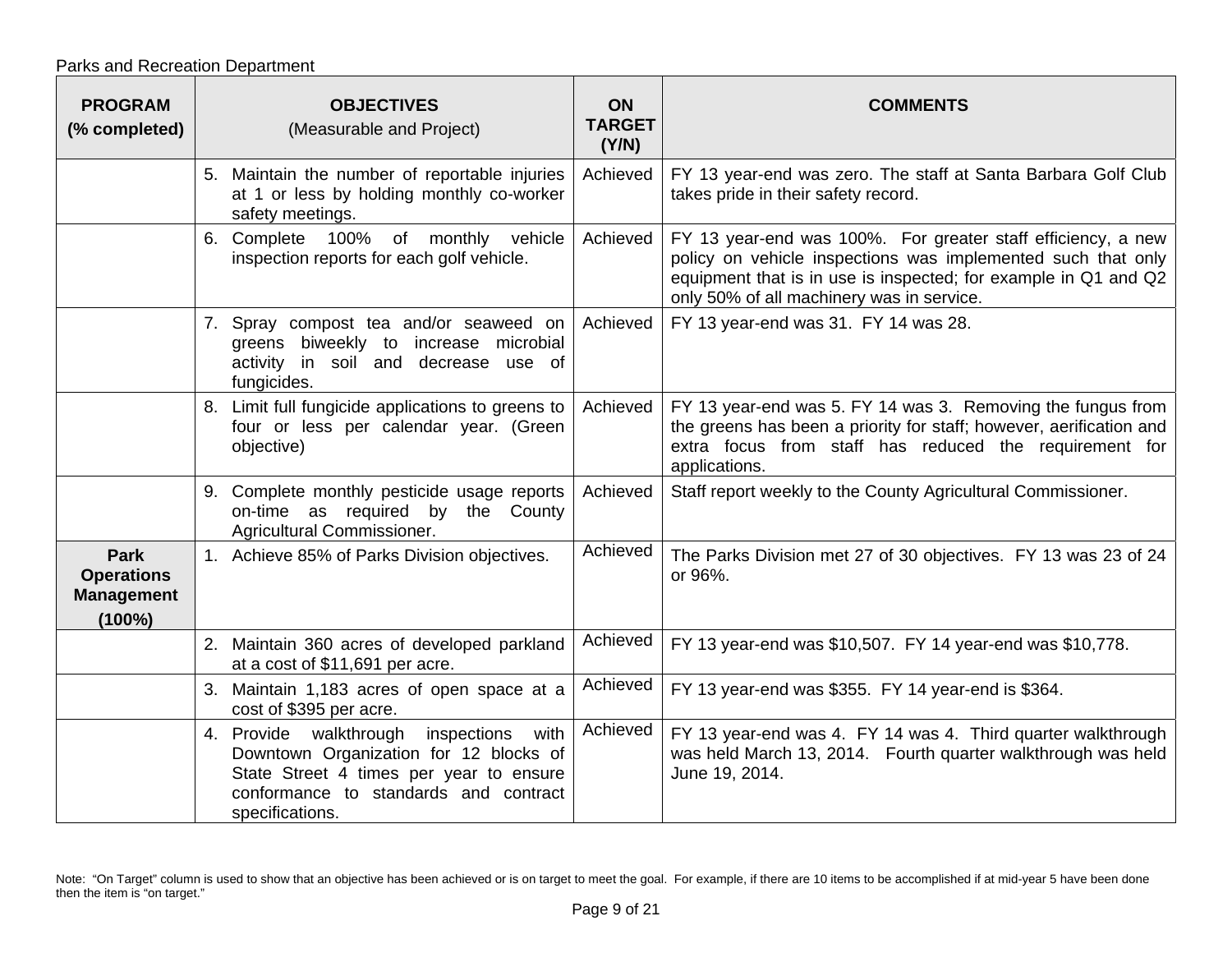Parks and Recreation Department

| PROGRAM (% completed) | OBJECTIVES (Measurable and Project) | ON TARGET (Y/N) | COMMENTS |
|---|---|---|---|
| | 5. Maintain the number of reportable injuries at 1 or less by holding monthly co-worker safety meetings. | Achieved | FY 13 year-end was zero. The staff at Santa Barbara Golf Club takes pride in their safety record. |
| | 6. Complete 100% of monthly vehicle inspection reports for each golf vehicle. | Achieved | FY 13 year-end was 100%. For greater staff efficiency, a new policy on vehicle inspections was implemented such that only equipment that is in use is inspected; for example in Q1 and Q2 only 50% of all machinery was in service. |
| | 7. Spray compost tea and/or seaweed on greens biweekly to increase microbial activity in soil and decrease use of fungicides. | Achieved | FY 13 year-end was 31. FY 14 was 28. |
| | 8. Limit full fungicide applications to greens to four or less per calendar year. (Green objective) | Achieved | FY 13 year-end was 5. FY 14 was 3. Removing the fungus from the greens has been a priority for staff; however, aerification and extra focus from staff has reduced the requirement for applications. |
| | 9. Complete monthly pesticide usage reports on-time as required by the County Agricultural Commissioner. | Achieved | Staff report weekly to the County Agricultural Commissioner. |
| **Park Operations Management (100%)** | 1. Achieve 85% of Parks Division objectives. | Achieved | The Parks Division met 27 of 30 objectives. FY 13 was 23 of 24 or 96%. |
| | 2. Maintain 360 acres of developed parkland at a cost of $11,691 per acre. | Achieved | FY 13 year-end was $10,507. FY 14 year-end was $10,778. |
| | 3. Maintain 1,183 acres of open space at a cost of $395 per acre. | Achieved | FY 13 year-end was $355. FY 14 year-end is $364. |
| | 4. Provide walkthrough inspections with Downtown Organization for 12 blocks of State Street 4 times per year to ensure conformance to standards and contract specifications. | Achieved | FY 13 year-end was 4. FY 14 was 4. Third quarter walkthrough was held March 13, 2014. Fourth quarter walkthrough was held June 19, 2014. |

Note: "On Target" column is used to show that an objective has been achieved or is on target to meet the goal. For example, if there are 10 items to be accomplished if at mid-year 5 have been done then the item is "on target."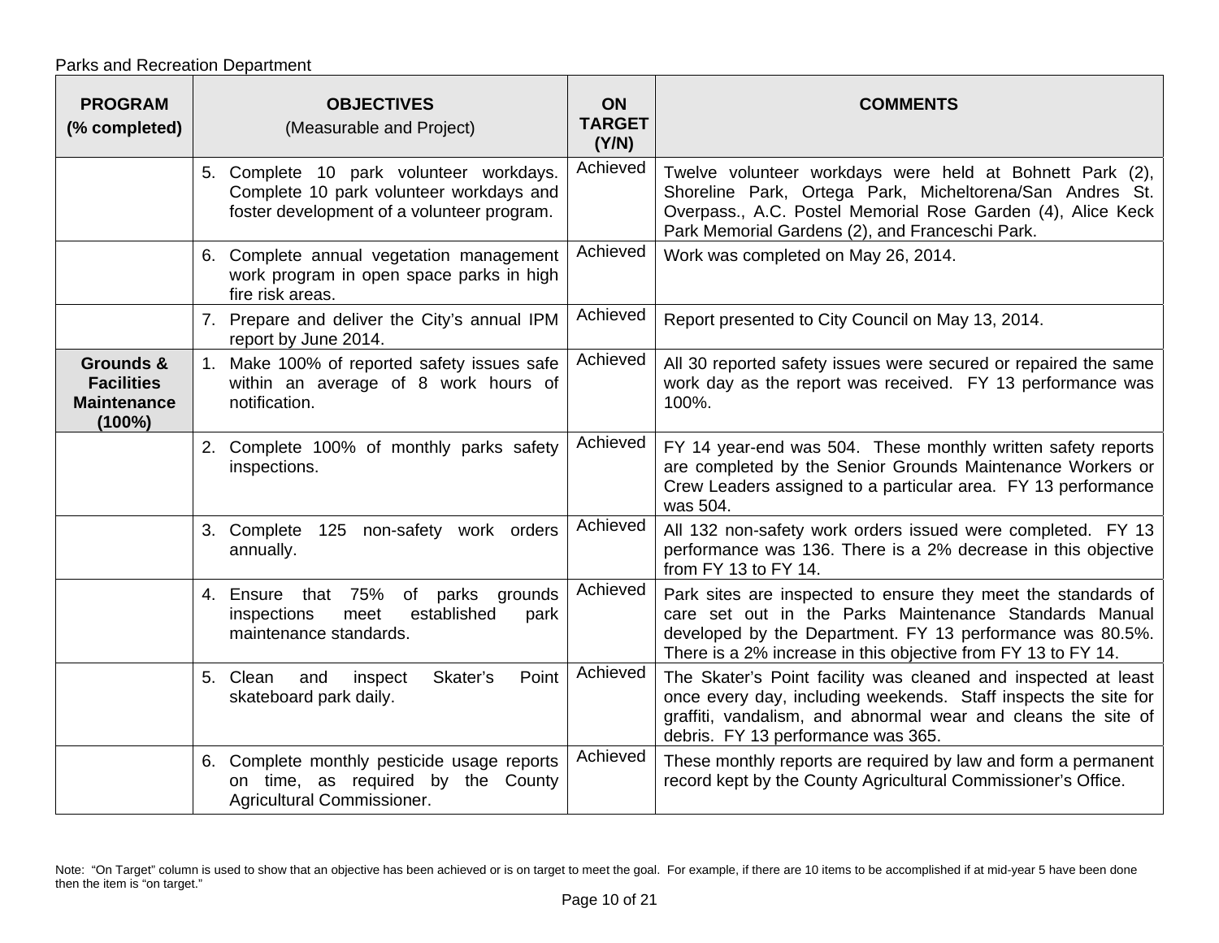Parks and Recreation Department

| PROGRAM (% completed) | OBJECTIVES (Measurable and Project) | ON TARGET (Y/N) | COMMENTS |
|---|---|---|---|
| | 5. Complete 10 park volunteer workdays. Complete 10 park volunteer workdays and foster development of a volunteer program. | Achieved | Twelve volunteer workdays were held at Bohnett Park (2), Shoreline Park, Ortega Park, Micheltorena/San Andres St. Overpass., A.C. Postel Memorial Rose Garden (4), Alice Keck Park Memorial Gardens (2), and Franceschi Park. |
| | 6. Complete annual vegetation management work program in open space parks in high fire risk areas. | Achieved | Work was completed on May 26, 2014. |
| | 7. Prepare and deliver the City's annual IPM report by June 2014. | Achieved | Report presented to City Council on May 13, 2014. |
| **Grounds & Facilities Maintenance (100%)** | 1. Make 100% of reported safety issues safe within an average of 8 work hours of notification. | Achieved | All 30 reported safety issues were secured or repaired the same work day as the report was received. FY 13 performance was 100%. |
| | 2. Complete 100% of monthly parks safety inspections. | Achieved | FY 14 year-end was 504. These monthly written safety reports are completed by the Senior Grounds Maintenance Workers or Crew Leaders assigned to a particular area. FY 13 performance was 504. |
| | 3. Complete 125 non-safety work orders annually. | Achieved | All 132 non-safety work orders issued were completed. FY 13 performance was 136. There is a 2% decrease in this objective from FY 13 to FY 14. |
| | 4. Ensure that 75% of parks grounds inspections meet established park maintenance standards. | Achieved | Park sites are inspected to ensure they meet the standards of care set out in the Parks Maintenance Standards Manual developed by the Department. FY 13 performance was 80.5%. There is a 2% increase in this objective from FY 13 to FY 14. |
| | 5. Clean and inspect Skater's Point skateboard park daily. | Achieved | The Skater's Point facility was cleaned and inspected at least once every day, including weekends. Staff inspects the site for graffiti, vandalism, and abnormal wear and cleans the site of debris. FY 13 performance was 365. |
| | 6. Complete monthly pesticide usage reports on time, as required by the County Agricultural Commissioner. | Achieved | These monthly reports are required by law and form a permanent record kept by the County Agricultural Commissioner's Office. |

Note: "On Target" column is used to show that an objective has been achieved or is on target to meet the goal. For example, if there are 10 items to be accomplished if at mid-year 5 have been done then the item is "on target."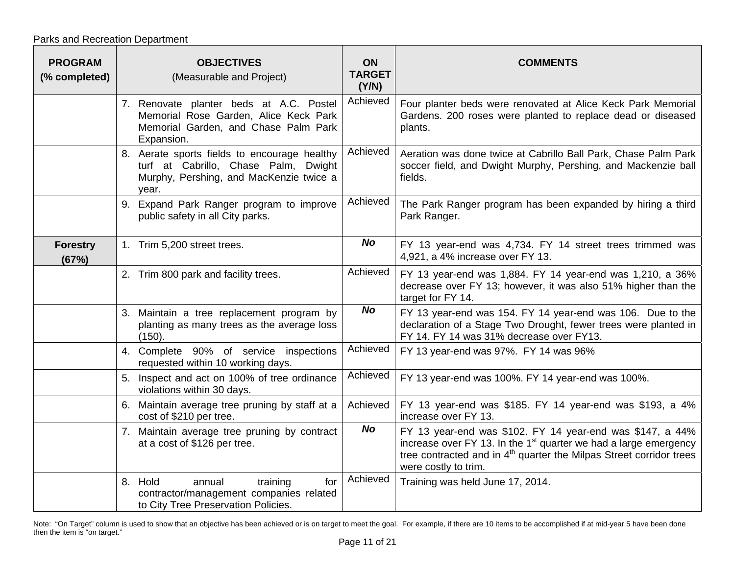Parks and Recreation Department

| PROGRAM (% completed) | OBJECTIVES (Measurable and Project) | ON TARGET (Y/N) | COMMENTS |
|---|---|---|---|
| | 7. Renovate planter beds at A.C. Postel Memorial Rose Garden, Alice Keck Park Memorial Garden, and Chase Palm Park Expansion. | Achieved | Four planter beds were renovated at Alice Keck Park Memorial Gardens. 200 roses were planted to replace dead or diseased plants. |
| | 8. Aerate sports fields to encourage healthy turf at Cabrillo, Chase Palm, Dwight Murphy, Pershing, and MacKenzie twice a year. | Achieved | Aeration was done twice at Cabrillo Ball Park, Chase Palm Park soccer field, and Dwight Murphy, Pershing, and Mackenzie ball fields. |
| | 9. Expand Park Ranger program to improve public safety in all City parks. | Achieved | The Park Ranger program has been expanded by hiring a third Park Ranger. |
| **Forestry (67%)** | 1. Trim 5,200 street trees. | ***No*** | FY 13 year-end was 4,734. FY 14 street trees trimmed was 4,921, a 4% increase over FY 13. |
| | 2. Trim 800 park and facility trees. | Achieved | FY 13 year-end was 1,884. FY 14 year-end was 1,210, a 36% decrease over FY 13; however, it was also 51% higher than the target for FY 14. |
| | 3. Maintain a tree replacement program by planting as many trees as the average loss (150). | ***No*** | FY 13 year-end was 154. FY 14 year-end was 106. Due to the declaration of a Stage Two Drought, fewer trees were planted in FY 14. FY 14 was 31% decrease over FY13. |
| | 4. Complete 90% of service inspections requested within 10 working days. | Achieved | FY 13 year-end was 97%. FY 14 was 96% |
| | 5. Inspect and act on 100% of tree ordinance violations within 30 days. | Achieved | FY 13 year-end was 100%. FY 14 year-end was 100%. |
| | 6. Maintain average tree pruning by staff at a cost of $210 per tree. | Achieved | FY 13 year-end was $185. FY 14 year-end was $193, a 4% increase over FY 13. |
| | 7. Maintain average tree pruning by contract at a cost of $126 per tree. | ***No*** | FY 13 year-end was $102. FY 14 year-end was $147, a 44% increase over FY 13. In the 1st quarter we had a large emergency tree contracted and in 4th quarter the Milpas Street corridor trees were costly to trim. |
| | 8. Hold annual training for contractor/management companies related to City Tree Preservation Policies. | Achieved | Training was held June 17, 2014. |

Note: "On Target" column is used to show that an objective has been achieved or is on target to meet the goal. For example, if there are 10 items to be accomplished if at mid-year 5 have been done then the item is "on target."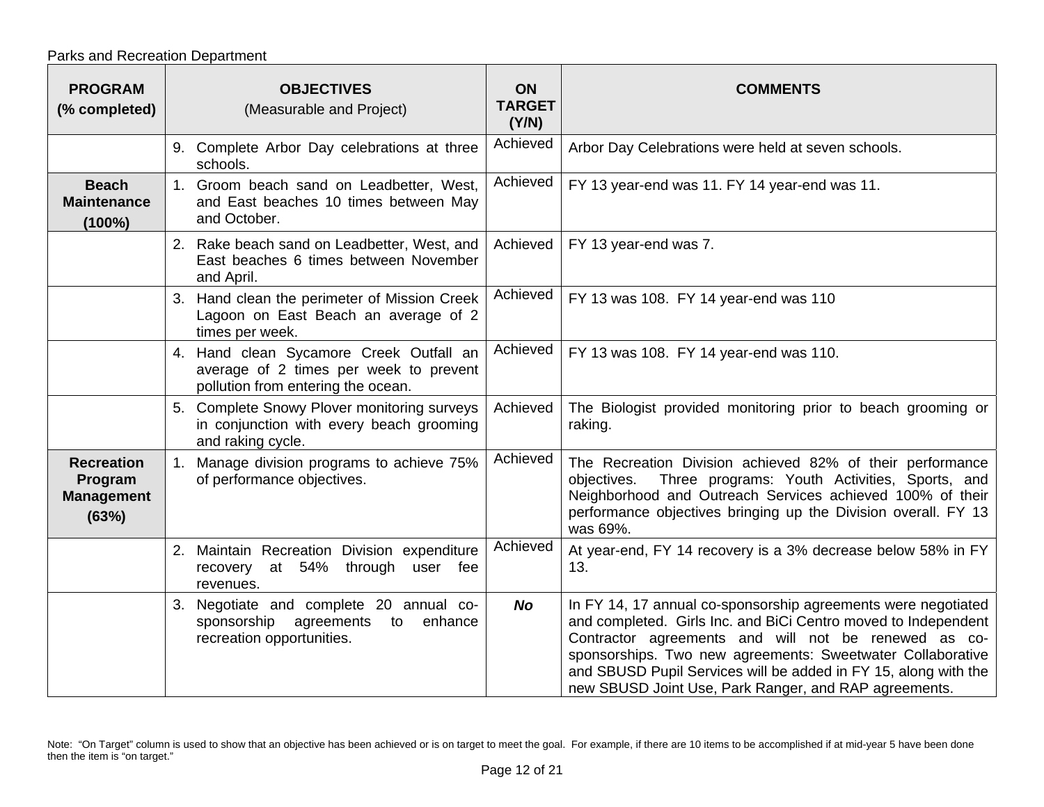Parks and Recreation Department

| PROGRAM (% completed) | OBJECTIVES (Measurable and Project) | ON TARGET (Y/N) | COMMENTS |
|---|---|---|---|
| | 9. Complete Arbor Day celebrations at three schools. | Achieved | Arbor Day Celebrations were held at seven schools. |
| **Beach Maintenance (100%)** | 1. Groom beach sand on Leadbetter, West, and East beaches 10 times between May and October. | Achieved | FY 13 year-end was 11. FY 14 year-end was 11. |
| | 2. Rake beach sand on Leadbetter, West, and East beaches 6 times between November and April. | Achieved | FY 13 year-end was 7. |
| | 3. Hand clean the perimeter of Mission Creek Lagoon on East Beach an average of 2 times per week. | Achieved | FY 13 was 108. FY 14 year-end was 110 |
| | 4. Hand clean Sycamore Creek Outfall an average of 2 times per week to prevent pollution from entering the ocean. | Achieved | FY 13 was 108. FY 14 year-end was 110. |
| | 5. Complete Snowy Plover monitoring surveys in conjunction with every beach grooming and raking cycle. | Achieved | The Biologist provided monitoring prior to beach grooming or raking. |
| **Recreation Program Management (63%)** | 1. Manage division programs to achieve 75% of performance objectives. | Achieved | The Recreation Division achieved 82% of their performance objectives. Three programs: Youth Activities, Sports, and Neighborhood and Outreach Services achieved 100% of their performance objectives bringing up the Division overall. FY 13 was 69%. |
| | 2. Maintain Recreation Division expenditure recovery at 54% through user fee revenues. | Achieved | At year-end, FY 14 recovery is a 3% decrease below 58% in FY 13. |
| | 3. Negotiate and complete 20 annual co-sponsorship agreements to enhance recreation opportunities. | ***No*** | In FY 14, 17 annual co-sponsorship agreements were negotiated and completed. Girls Inc. and BiCi Centro moved to Independent Contractor agreements and will not be renewed as co-sponsorships. Two new agreements: Sweetwater Collaborative and SBUSD Pupil Services will be added in FY 15, along with the new SBUSD Joint Use, Park Ranger, and RAP agreements. |

Note: "On Target" column is used to show that an objective has been achieved or is on target to meet the goal. For example, if there are 10 items to be accomplished if at mid-year 5 have been done then the item is "on target."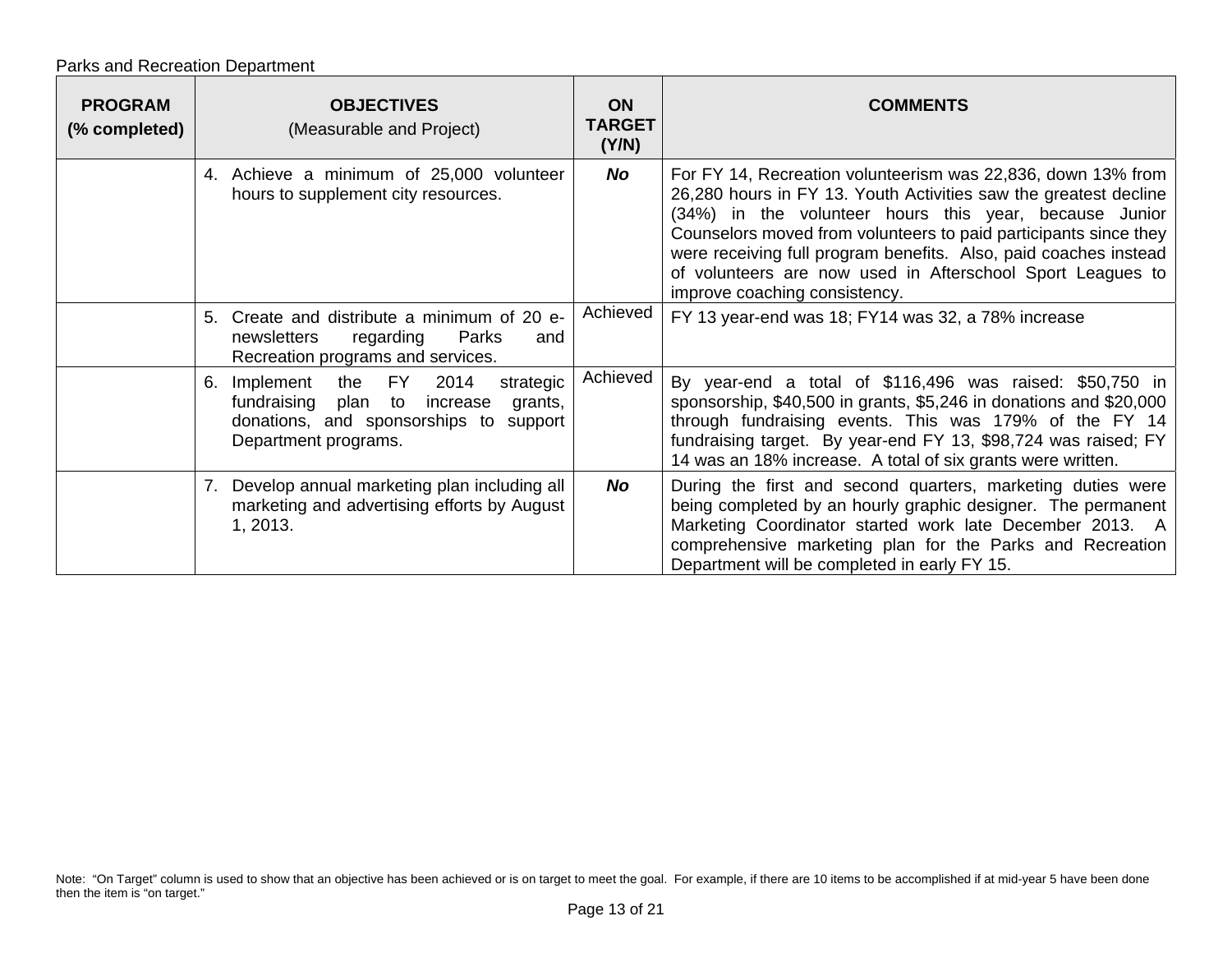Parks and Recreation Department

| **PROGRAM (% completed)** | **OBJECTIVES** (Measurable and Project) | **ON TARGET (Y/N)** | **COMMENTS** |
|---|---|---|---|
| | 4. Achieve a minimum of 25,000 volunteer hours to supplement city resources. | ***No*** | For FY 14, Recreation volunteerism was 22,836, down 13% from 26,280 hours in FY 13. Youth Activities saw the greatest decline (34%) in the volunteer hours this year, because Junior Counselors moved from volunteers to paid participants since they were receiving full program benefits. Also, paid coaches instead of volunteers are now used in Afterschool Sport Leagues to improve coaching consistency. |
| | 5. Create and distribute a minimum of 20 e-newsletters regarding Parks and Recreation programs and services. | Achieved | FY 13 year-end was 18; FY14 was 32, a 78% increase |
| | 6. Implement the FY 2014 strategic fundraising plan to increase grants, donations, and sponsorships to support Department programs. | Achieved | By year-end a total of $116,496 was raised: $50,750 in sponsorship, $40,500 in grants, $5,246 in donations and $20,000 through fundraising events. This was 179% of the FY 14 fundraising target. By year-end FY 13, $98,724 was raised; FY 14 was an 18% increase. A total of six grants were written. |
| | 7. Develop annual marketing plan including all marketing and advertising efforts by August 1, 2013. | ***No*** | During the first and second quarters, marketing duties were being completed by an hourly graphic designer. The permanent Marketing Coordinator started work late December 2013. A comprehensive marketing plan for the Parks and Recreation Department will be completed in early FY 15. |

Note: "On Target" column is used to show that an objective has been achieved or is on target to meet the goal. For example, if there are 10 items to be accomplished if at mid-year 5 have been done then the item is "on target."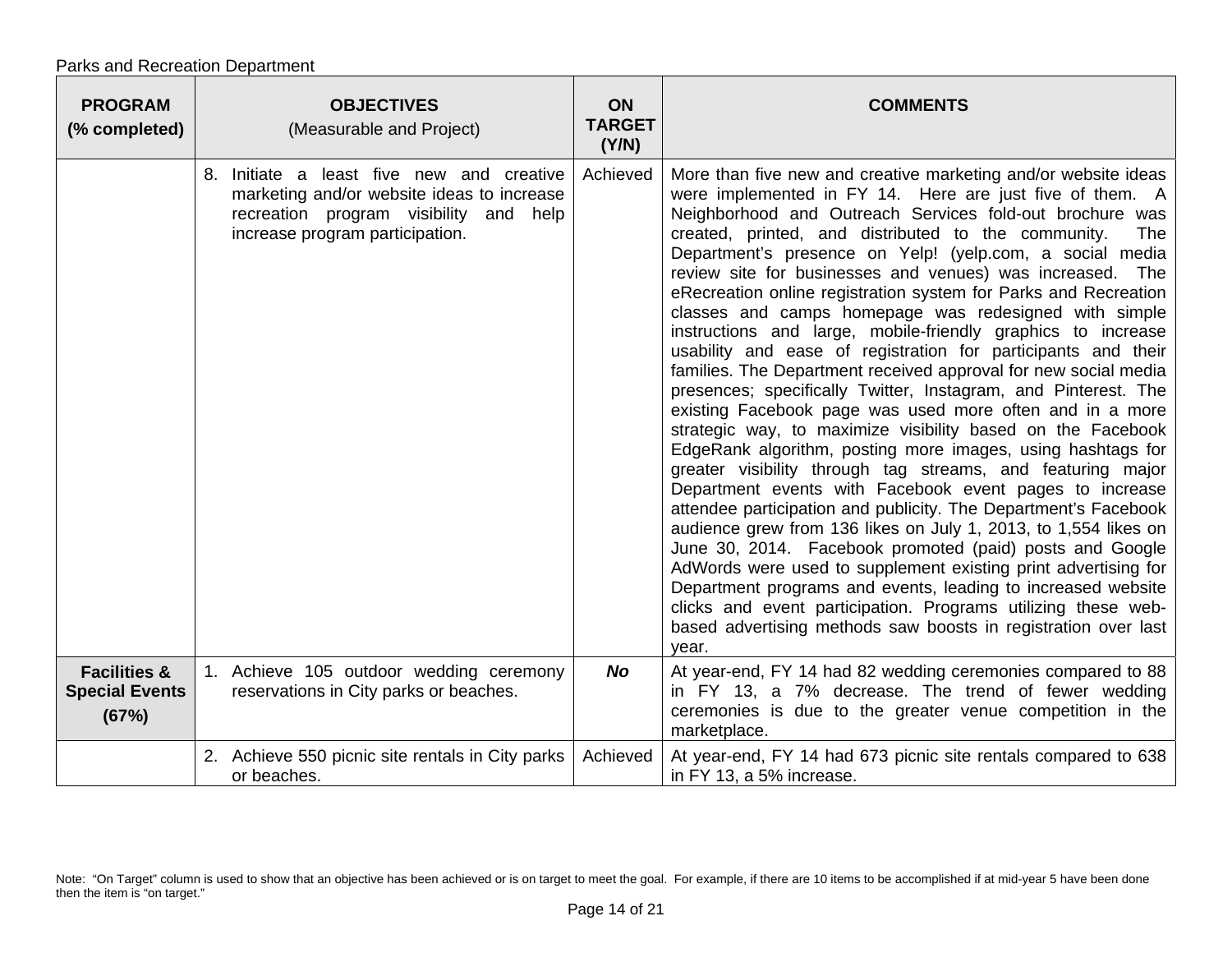Parks and Recreation Department

| **PROGRAM (% completed)** | **OBJECTIVES** (Measurable and Project) | **ON TARGET (Y/N)** | **COMMENTS** |
|---|---|---|---|
| | 8. Initiate a least five new and creative marketing and/or website ideas to increase recreation program visibility and help increase program participation. | Achieved | More than five new and creative marketing and/or website ideas were implemented in FY 14. Here are just five of them. A Neighborhood and Outreach Services fold-out brochure was created, printed, and distributed to the community. The Department's presence on Yelp! (yelp.com, a social media review site for businesses and venues) was increased. The eRecreation online registration system for Parks and Recreation classes and camps homepage was redesigned with simple instructions and large, mobile-friendly graphics to increase usability and ease of registration for participants and their families. The Department received approval for new social media presences; specifically Twitter, Instagram, and Pinterest. The existing Facebook page was used more often and in a more strategic way, to maximize visibility based on the Facebook EdgeRank algorithm, posting more images, using hashtags for greater visibility through tag streams, and featuring major Department events with Facebook event pages to increase attendee participation and publicity. The Department's Facebook audience grew from 136 likes on July 1, 2013, to 1,554 likes on June 30, 2014. Facebook promoted (paid) posts and Google AdWords were used to supplement existing print advertising for Department programs and events, leading to increased website clicks and event participation. Programs utilizing these web-based advertising methods saw boosts in registration over last year. |
| **Facilities & Special Events (67%)** | 1. Achieve 105 outdoor wedding ceremony reservations in City parks or beaches. | ***No*** | At year-end, FY 14 had 82 wedding ceremonies compared to 88 in FY 13, a 7% decrease. The trend of fewer wedding ceremonies is due to the greater venue competition in the marketplace. |
| | 2. Achieve 550 picnic site rentals in City parks or beaches. | Achieved | At year-end, FY 14 had 673 picnic site rentals compared to 638 in FY 13, a 5% increase. |

Note: "On Target" column is used to show that an objective has been achieved or is on target to meet the goal. For example, if there are 10 items to be accomplished if at mid-year 5 have been done then the item is "on target."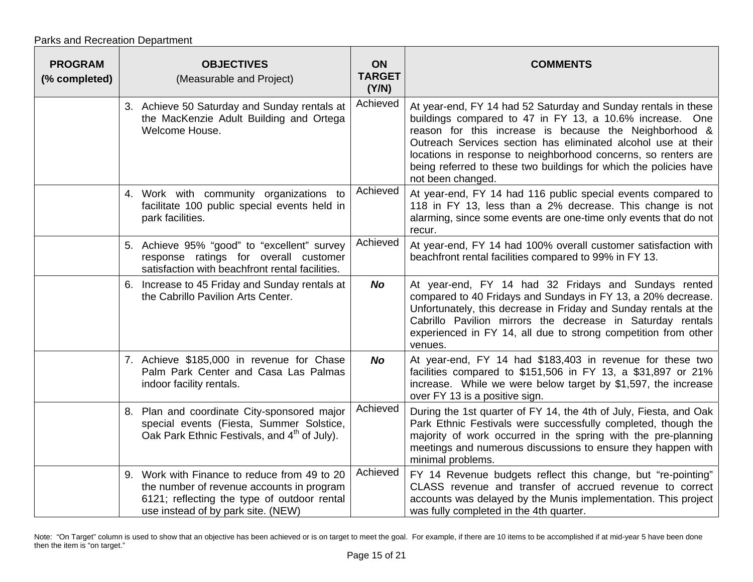Parks and Recreation Department

| **PROGRAM (% completed)** | **OBJECTIVES** (Measurable and Project) | **ON TARGET (Y/N)** | **COMMENTS** |
|---|---|---|---|
| | 3. Achieve 50 Saturday and Sunday rentals at the MacKenzie Adult Building and Ortega Welcome House. | Achieved | At year-end, FY 14 had 52 Saturday and Sunday rentals in these buildings compared to 47 in FY 13, a 10.6% increase. One reason for this increase is because the Neighborhood & Outreach Services section has eliminated alcohol use at their locations in response to neighborhood concerns, so renters are being referred to these two buildings for which the policies have not been changed. |
| | 4. Work with community organizations to facilitate 100 public special events held in park facilities. | Achieved | At year-end, FY 14 had 116 public special events compared to 118 in FY 13, less than a 2% decrease. This change is not alarming, since some events are one-time only events that do not recur. |
| | 5. Achieve 95% "good" to "excellent" survey response ratings for overall customer satisfaction with beachfront rental facilities. | Achieved | At year-end, FY 14 had 100% overall customer satisfaction with beachfront rental facilities compared to 99% in FY 13. |
| | 6. Increase to 45 Friday and Sunday rentals at the Cabrillo Pavilion Arts Center. | ***No*** | At year-end, FY 14 had 32 Fridays and Sundays rented compared to 40 Fridays and Sundays in FY 13, a 20% decrease. Unfortunately, this decrease in Friday and Sunday rentals at the Cabrillo Pavilion mirrors the decrease in Saturday rentals experienced in FY 14, all due to strong competition from other venues. |
| | 7. Achieve $185,000 in revenue for Chase Palm Park Center and Casa Las Palmas indoor facility rentals. | ***No*** | At year-end, FY 14 had $183,403 in revenue for these two facilities compared to $151,506 in FY 13, a $31,897 or 21% increase. While we were below target by $1,597, the increase over FY 13 is a positive sign. |
| | 8. Plan and coordinate City-sponsored major special events (Fiesta, Summer Solstice, Oak Park Ethnic Festivals, and 4th of July). | Achieved | During the 1st quarter of FY 14, the 4th of July, Fiesta, and Oak Park Ethnic Festivals were successfully completed, though the majority of work occurred in the spring with the pre-planning meetings and numerous discussions to ensure they happen with minimal problems. |
| | 9. Work with Finance to reduce from 49 to 20 the number of revenue accounts in program 6121; reflecting the type of outdoor rental use instead of by park site. (NEW) | Achieved | FY 14 Revenue budgets reflect this change, but "re-pointing" CLASS revenue and transfer of accrued revenue to correct accounts was delayed by the Munis implementation. This project was fully completed in the 4th quarter. |

Note: "On Target" column is used to show that an objective has been achieved or is on target to meet the goal. For example, if there are 10 items to be accomplished if at mid-year 5 have been done then the item is "on target."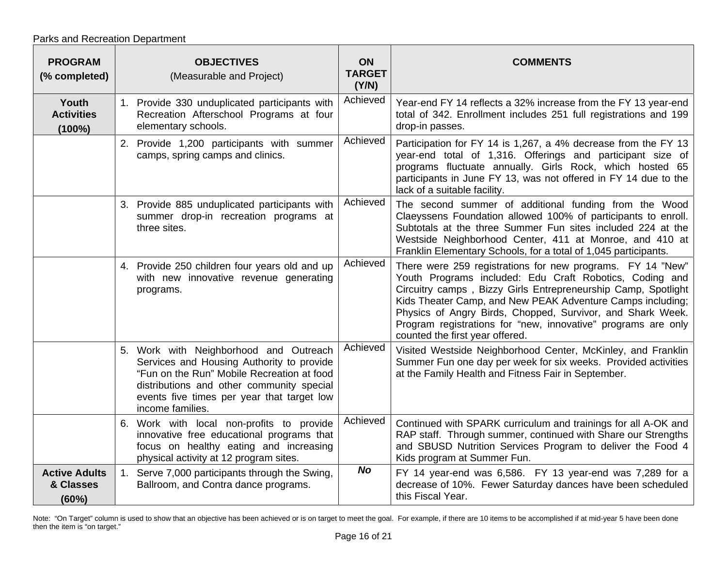Parks and Recreation Department

| PROGRAM (% completed) | OBJECTIVES (Measurable and Project) | ON TARGET (Y/N) | COMMENTS |
|---|---|---|---|
| **Youth Activities (100%)** | 1. Provide 330 unduplicated participants with Recreation Afterschool Programs at four elementary schools. | Achieved | Year-end FY 14 reflects a 32% increase from the FY 13 year-end total of 342. Enrollment includes 251 full registrations and 199 drop-in passes. |
| | 2. Provide 1,200 participants with summer camps, spring camps and clinics. | Achieved | Participation for FY 14 is 1,267, a 4% decrease from the FY 13 year-end total of 1,316. Offerings and participant size of programs fluctuate annually. Girls Rock, which hosted 65 participants in June FY 13, was not offered in FY 14 due to the lack of a suitable facility. |
| | 3. Provide 885 unduplicated participants with summer drop-in recreation programs at three sites. | Achieved | The second summer of additional funding from the Wood Claeyssens Foundation allowed 100% of participants to enroll. Subtotals at the three Summer Fun sites included 224 at the Westside Neighborhood Center, 411 at Monroe, and 410 at Franklin Elementary Schools, for a total of 1,045 participants. |
| | 4. Provide 250 children four years old and up with new innovative revenue generating programs. | Achieved | There were 259 registrations for new programs. FY 14 "New" Youth Programs included: Edu Craft Robotics, Coding and Circuitry camps , Bizzy Girls Entrepreneurship Camp, Spotlight Kids Theater Camp, and New PEAK Adventure Camps including; Physics of Angry Birds, Chopped, Survivor, and Shark Week. Program registrations for "new, innovative" programs are only counted the first year offered. |
| | 5. Work with Neighborhood and Outreach Services and Housing Authority to provide "Fun on the Run" Mobile Recreation at food distributions and other community special events five times per year that target low income families. | Achieved | Visited Westside Neighborhood Center, McKinley, and Franklin Summer Fun one day per week for six weeks. Provided activities at the Family Health and Fitness Fair in September. |
| | 6. Work with local non-profits to provide innovative free educational programs that focus on healthy eating and increasing physical activity at 12 program sites. | Achieved | Continued with SPARK curriculum and trainings for all A-OK and RAP staff. Through summer, continued with Share our Strengths and SBUSD Nutrition Services Program to deliver the Food 4 Kids program at Summer Fun. |
| **Active Adults & Classes (60%)** | 1. Serve 7,000 participants through the Swing, Ballroom, and Contra dance programs. | ***No*** | FY 14 year-end was 6,586. FY 13 year-end was 7,289 for a decrease of 10%. Fewer Saturday dances have been scheduled this Fiscal Year. |

Note: "On Target" column is used to show that an objective has been achieved or is on target to meet the goal. For example, if there are 10 items to be accomplished if at mid-year 5 have been done then the item is "on target."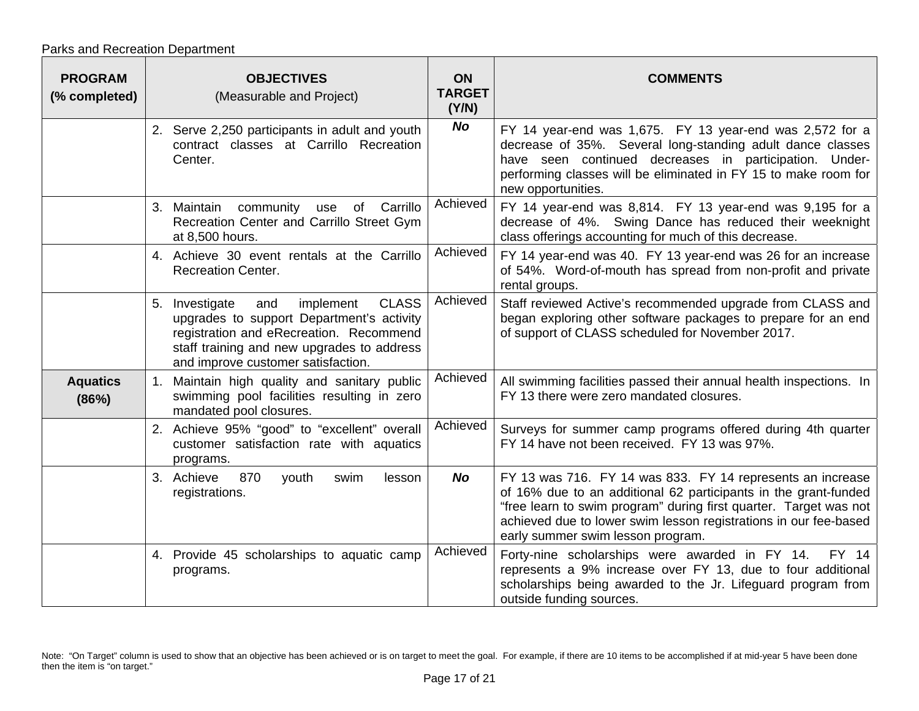Parks and Recreation Department

| PROGRAM (% completed) | OBJECTIVES (Measurable and Project) | ON TARGET (Y/N) | COMMENTS |
|---|---|---|---|
| | 2. Serve 2,250 participants in adult and youth contract classes at Carrillo Recreation Center. | ***No*** | FY 14 year-end was 1,675. FY 13 year-end was 2,572 for a decrease of 35%. Several long-standing adult dance classes have seen continued decreases in participation. Under-performing classes will be eliminated in FY 15 to make room for new opportunities. |
| | 3. Maintain community use of Carrillo Recreation Center and Carrillo Street Gym at 8,500 hours. | Achieved | FY 14 year-end was 8,814. FY 13 year-end was 9,195 for a decrease of 4%. Swing Dance has reduced their weeknight class offerings accounting for much of this decrease. |
| | 4. Achieve 30 event rentals at the Carrillo Recreation Center. | Achieved | FY 14 year-end was 40. FY 13 year-end was 26 for an increase of 54%. Word-of-mouth has spread from non-profit and private rental groups. |
| | 5. Investigate and implement CLASS upgrades to support Department's activity registration and eRecreation. Recommend staff training and new upgrades to address and improve customer satisfaction. | Achieved | Staff reviewed Active's recommended upgrade from CLASS and began exploring other software packages to prepare for an end of support of CLASS scheduled for November 2017. |
| **Aquatics (86%)** | 1. Maintain high quality and sanitary public swimming pool facilities resulting in zero mandated pool closures. | Achieved | All swimming facilities passed their annual health inspections. In FY 13 there were zero mandated closures. |
| | 2. Achieve 95% "good" to "excellent" overall customer satisfaction rate with aquatics programs. | Achieved | Surveys for summer camp programs offered during 4th quarter FY 14 have not been received. FY 13 was 97%. |
| | 3. Achieve 870 youth swim lesson registrations. | ***No*** | FY 13 was 716. FY 14 was 833. FY 14 represents an increase of 16% due to an additional 62 participants in the grant-funded "free learn to swim program" during first quarter. Target was not achieved due to lower swim lesson registrations in our fee-based early summer swim lesson program. |
| | 4. Provide 45 scholarships to aquatic camp programs. | Achieved | Forty-nine scholarships were awarded in FY 14. FY 14 represents a 9% increase over FY 13, due to four additional scholarships being awarded to the Jr. Lifeguard program from outside funding sources. |

Note: "On Target" column is used to show that an objective has been achieved or is on target to meet the goal. For example, if there are 10 items to be accomplished if at mid-year 5 have been done then the item is "on target."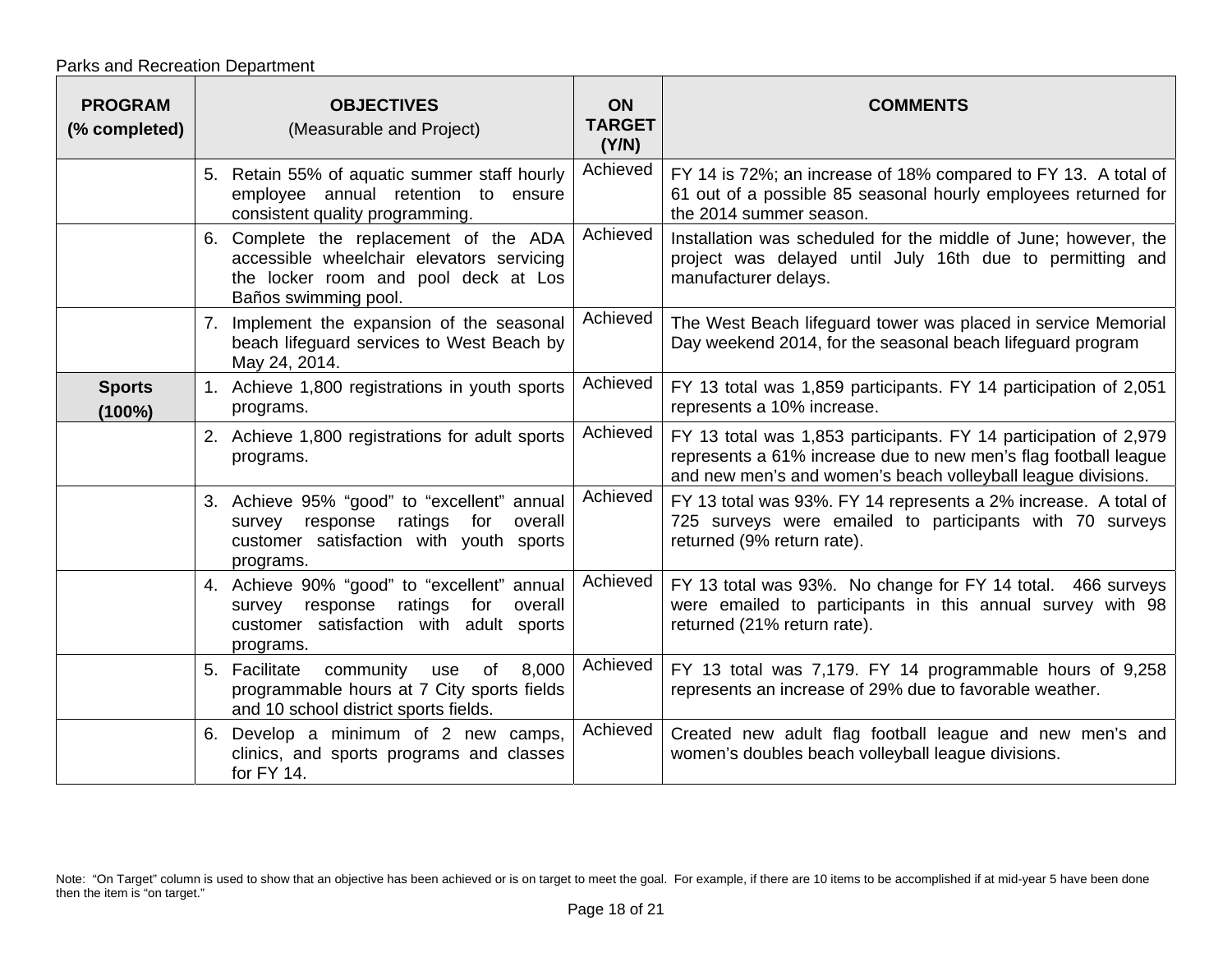Parks and Recreation Department

| PROGRAM (% completed) | OBJECTIVES (Measurable and Project) | ON TARGET (Y/N) | COMMENTS |
|---|---|---|---|
| | 5. Retain 55% of aquatic summer staff hourly employee annual retention to ensure consistent quality programming. | Achieved | FY 14 is 72%; an increase of 18% compared to FY 13. A total of 61 out of a possible 85 seasonal hourly employees returned for the 2014 summer season. |
| | 6. Complete the replacement of the ADA accessible wheelchair elevators servicing the locker room and pool deck at Los Baños swimming pool. | Achieved | Installation was scheduled for the middle of June; however, the project was delayed until July 16th due to permitting and manufacturer delays. |
| | 7. Implement the expansion of the seasonal beach lifeguard services to West Beach by May 24, 2014. | Achieved | The West Beach lifeguard tower was placed in service Memorial Day weekend 2014, for the seasonal beach lifeguard program |
| **Sports (100%)** | 1. Achieve 1,800 registrations in youth sports programs. | Achieved | FY 13 total was 1,859 participants. FY 14 participation of 2,051 represents a 10% increase. |
| | 2. Achieve 1,800 registrations for adult sports programs. | Achieved | FY 13 total was 1,853 participants. FY 14 participation of 2,979 represents a 61% increase due to new men's flag football league and new men's and women's beach volleyball league divisions. |
| | 3. Achieve 95% "good" to "excellent" annual survey response ratings for overall customer satisfaction with youth sports programs. | Achieved | FY 13 total was 93%. FY 14 represents a 2% increase. A total of 725 surveys were emailed to participants with 70 surveys returned (9% return rate). |
| | 4. Achieve 90% "good" to "excellent" annual survey response ratings for overall customer satisfaction with adult sports programs. | Achieved | FY 13 total was 93%. No change for FY 14 total. 466 surveys were emailed to participants in this annual survey with 98 returned (21% return rate). |
| | 5. Facilitate community use of 8,000 programmable hours at 7 City sports fields and 10 school district sports fields. | Achieved | FY 13 total was 7,179. FY 14 programmable hours of 9,258 represents an increase of 29% due to favorable weather. |
| | 6. Develop a minimum of 2 new camps, clinics, and sports programs and classes for FY 14. | Achieved | Created new adult flag football league and new men's and women's doubles beach volleyball league divisions. |

Note: "On Target" column is used to show that an objective has been achieved or is on target to meet the goal. For example, if there are 10 items to be accomplished if at mid-year 5 have been done then the item is "on target."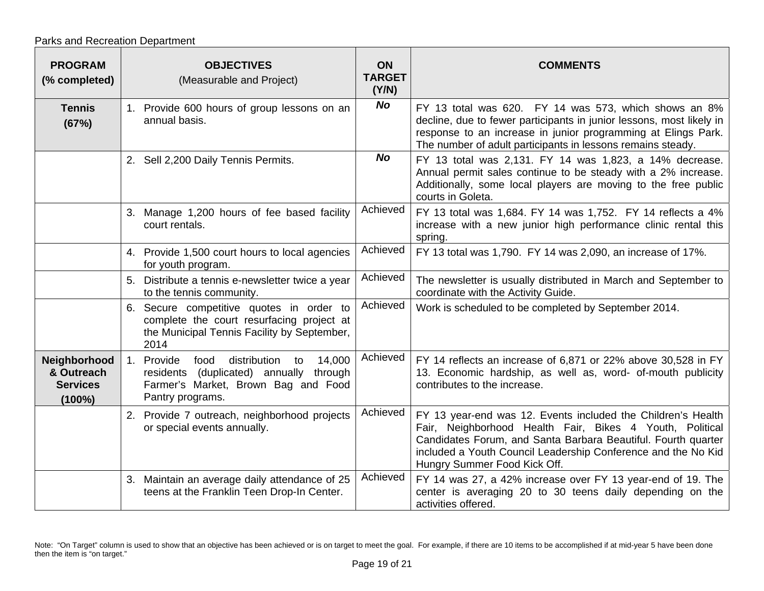Parks and Recreation Department

| PROGRAM (% completed) | OBJECTIVES (Measurable and Project) | ON TARGET (Y/N) | COMMENTS |
|---|---|---|---|
| **Tennis (67%)** | 1. Provide 600 hours of group lessons on an annual basis. | ***No*** | FY 13 total was 620. FY 14 was 573, which shows an 8% decline, due to fewer participants in junior lessons, most likely in response to an increase in junior programming at Elings Park. The number of adult participants in lessons remains steady. |
| | 2. Sell 2,200 Daily Tennis Permits. | ***No*** | FY 13 total was 2,131. FY 14 was 1,823, a 14% decrease. Annual permit sales continue to be steady with a 2% increase. Additionally, some local players are moving to the free public courts in Goleta. |
| | 3. Manage 1,200 hours of fee based facility court rentals. | Achieved | FY 13 total was 1,684. FY 14 was 1,752. FY 14 reflects a 4% increase with a new junior high performance clinic rental this spring. |
| | 4. Provide 1,500 court hours to local agencies for youth program. | Achieved | FY 13 total was 1,790. FY 14 was 2,090, an increase of 17%. |
| | 5. Distribute a tennis e-newsletter twice a year to the tennis community. | Achieved | The newsletter is usually distributed in March and September to coordinate with the Activity Guide. |
| | 6. Secure competitive quotes in order to complete the court resurfacing project at the Municipal Tennis Facility by September, 2014 | Achieved | Work is scheduled to be completed by September 2014. |
| **Neighborhood & Outreach Services (100%)** | 1. Provide food distribution to 14,000 residents (duplicated) annually through Farmer's Market, Brown Bag and Food Pantry programs. | Achieved | FY 14 reflects an increase of 6,871 or 22% above 30,528 in FY 13. Economic hardship, as well as, word- of-mouth publicity contributes to the increase. |
| | 2. Provide 7 outreach, neighborhood projects or special events annually. | Achieved | FY 13 year-end was 12. Events included the Children's Health Fair, Neighborhood Health Fair, Bikes 4 Youth, Political Candidates Forum, and Santa Barbara Beautiful. Fourth quarter included a Youth Council Leadership Conference and the No Kid Hungry Summer Food Kick Off. |
| | 3. Maintain an average daily attendance of 25 teens at the Franklin Teen Drop-In Center. | Achieved | FY 14 was 27, a 42% increase over FY 13 year-end of 19. The center is averaging 20 to 30 teens daily depending on the activities offered. |

Note: "On Target" column is used to show that an objective has been achieved or is on target to meet the goal. For example, if there are 10 items to be accomplished if at mid-year 5 have been done then the item is "on target."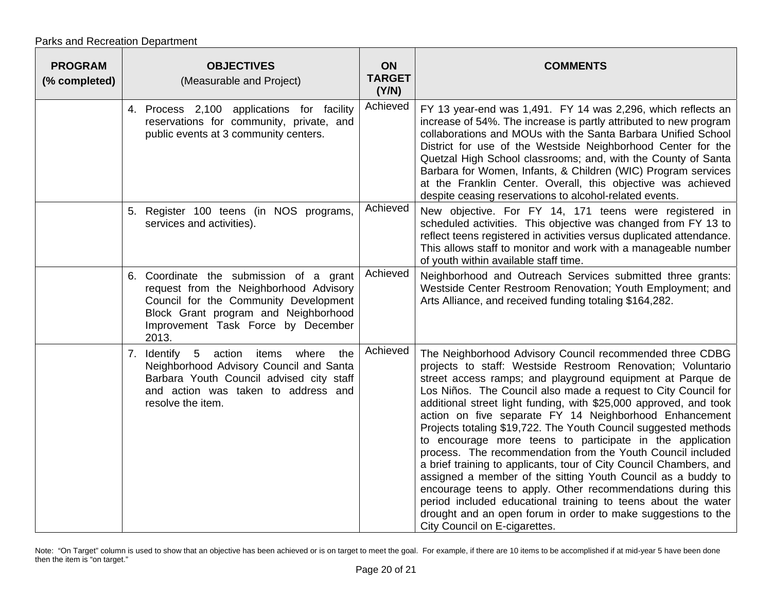Parks and Recreation Department

| PROGRAM (% completed) | OBJECTIVES (Measurable and Project) | ON TARGET (Y/N) | COMMENTS |
|---|---|---|---|
| | 4. Process 2,100 applications for facility reservations for community, private, and public events at 3 community centers. | Achieved | FY 13 year-end was 1,491. FY 14 was 2,296, which reflects an increase of 54%. The increase is partly attributed to new program collaborations and MOUs with the Santa Barbara Unified School District for use of the Westside Neighborhood Center for the Quetzal High School classrooms; and, with the County of Santa Barbara for Women, Infants, & Children (WIC) Program services at the Franklin Center. Overall, this objective was achieved despite ceasing reservations to alcohol-related events. |
| | 5. Register 100 teens (in NOS programs, services and activities). | Achieved | New objective. For FY 14, 171 teens were registered in scheduled activities. This objective was changed from FY 13 to reflect teens registered in activities versus duplicated attendance. This allows staff to monitor and work with a manageable number of youth within available staff time. |
| | 6. Coordinate the submission of a grant request from the Neighborhood Advisory Council for the Community Development Block Grant program and Neighborhood Improvement Task Force by December 2013. | Achieved | Neighborhood and Outreach Services submitted three grants: Westside Center Restroom Renovation; Youth Employment; and Arts Alliance, and received funding totaling $164,282. |
| | 7. Identify 5 action items where the Neighborhood Advisory Council and Santa Barbara Youth Council advised city staff and action was taken to address and resolve the item. | Achieved | The Neighborhood Advisory Council recommended three CDBG projects to staff: Westside Restroom Renovation; Voluntario street access ramps; and playground equipment at Parque de Los Niños. The Council also made a request to City Council for additional street light funding, with $25,000 approved, and took action on five separate FY 14 Neighborhood Enhancement Projects totaling $19,722. The Youth Council suggested methods to encourage more teens to participate in the application process. The recommendation from the Youth Council included a brief training to applicants, tour of City Council Chambers, and assigned a member of the sitting Youth Council as a buddy to encourage teens to apply. Other recommendations during this period included educational training to teens about the water drought and an open forum in order to make suggestions to the City Council on E-cigarettes. |

Note: "On Target" column is used to show that an objective has been achieved or is on target to meet the goal. For example, if there are 10 items to be accomplished if at mid-year 5 have been done then the item is "on target."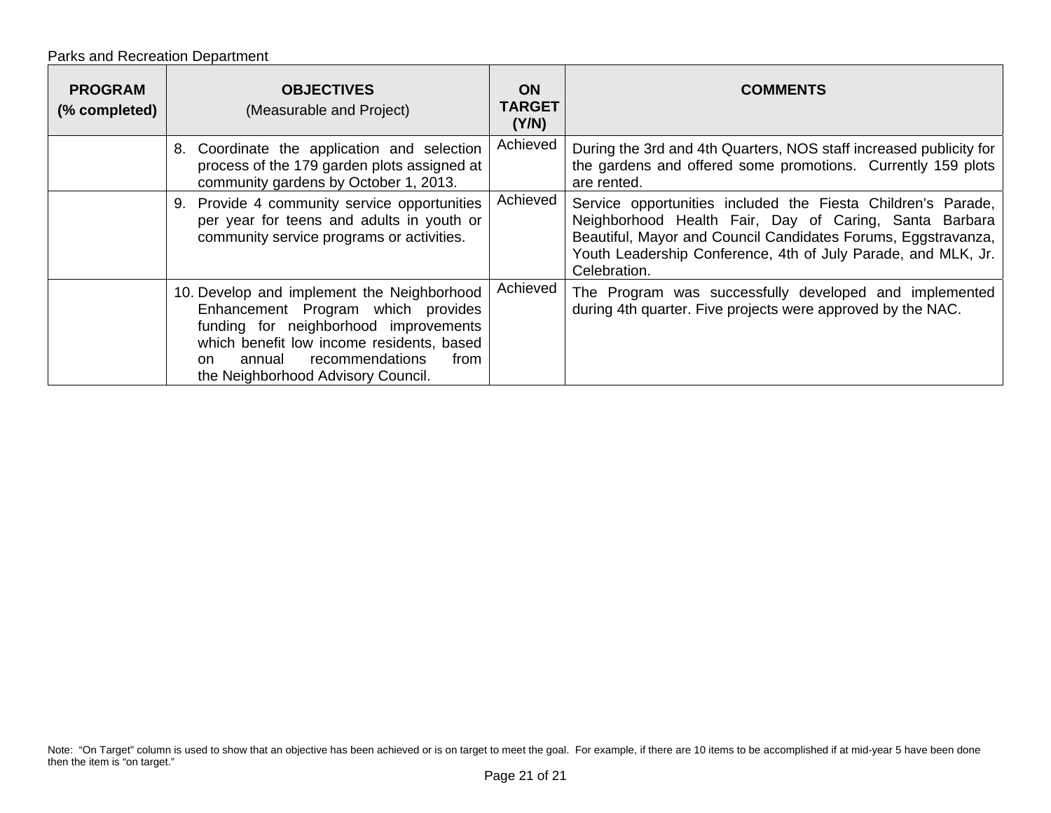Parks and Recreation Department

| PROGRAM (% completed) | OBJECTIVES (Measurable and Project) | ON TARGET (Y/N) | COMMENTS |
|---|---|---|---|
| | 8. Coordinate the application and selection process of the 179 garden plots assigned at community gardens by October 1, 2013. | Achieved | During the 3rd and 4th Quarters, NOS staff increased publicity for the gardens and offered some promotions. Currently 159 plots are rented. |
| | 9. Provide 4 community service opportunities per year for teens and adults in youth or community service programs or activities. | Achieved | Service opportunities included the Fiesta Children's Parade, Neighborhood Health Fair, Day of Caring, Santa Barbara Beautiful, Mayor and Council Candidates Forums, Eggstravanza, Youth Leadership Conference, 4th of July Parade, and MLK, Jr. Celebration. |
| | 10. Develop and implement the Neighborhood Enhancement Program which provides funding for neighborhood improvements which benefit low income residents, based on annual recommendations from the Neighborhood Advisory Council. | Achieved | The Program was successfully developed and implemented during 4th quarter. Five projects were approved by the NAC. |

Note: "On Target" column is used to show that an objective has been achieved or is on target to meet the goal. For example, if there are 10 items to be accomplished if at mid-year 5 have been done then the item is "on target."